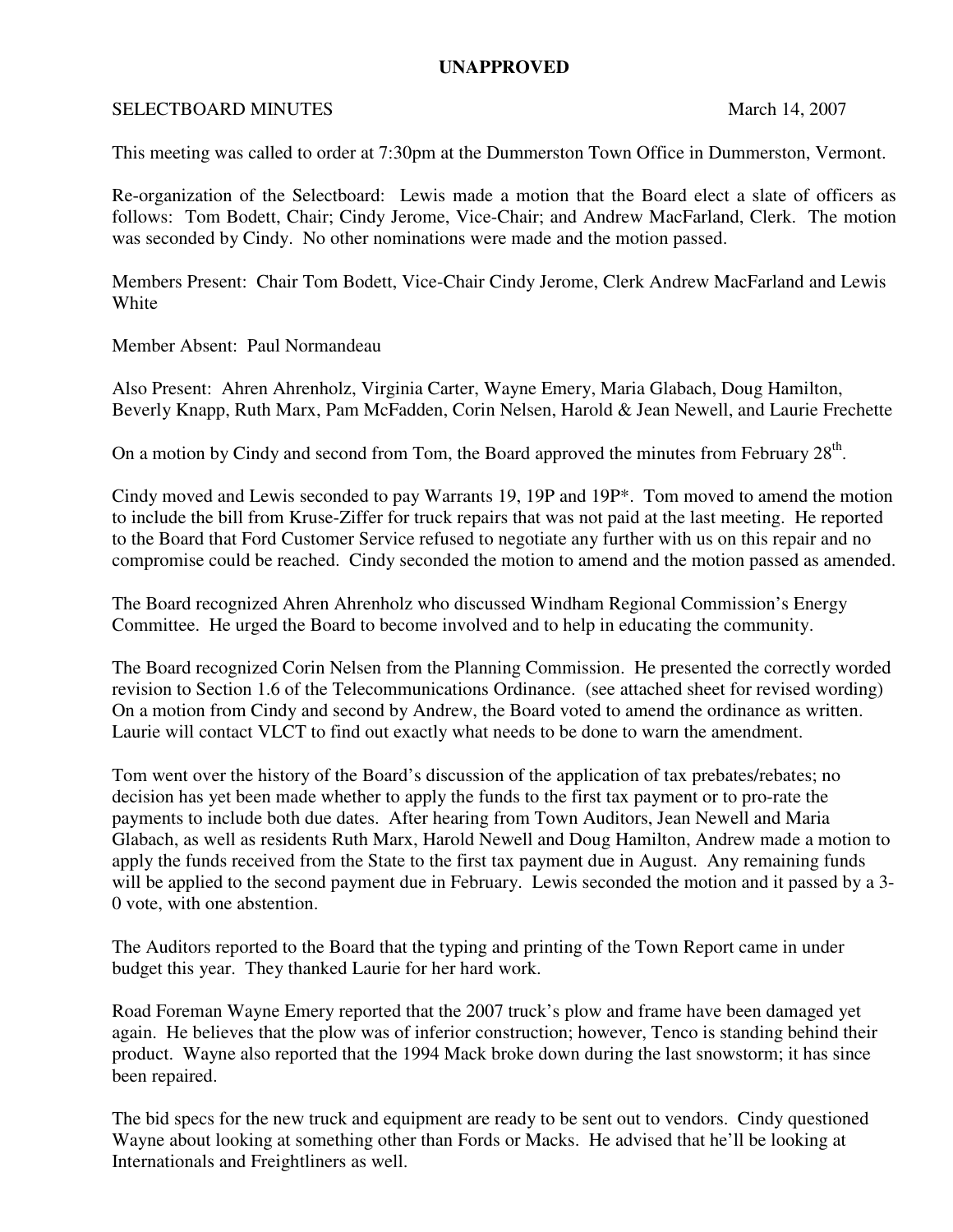**UNAPPROVED**

SELECTBOARD MINUTES March 14, 2007

This meeting was called to order at 7:30pm at the Dummerston Town Office in Dummerston, Vermont.

Re-organization of the Selectboard: Lewis made a motion that the Board elect a slate of officers as follows: Tom Bodett, Chair; Cindy Jerome, Vice-Chair; and Andrew MacFarland, Clerk. The motion was seconded by Cindy. No other nominations were made and the motion passed.

Members Present: Chair Tom Bodett, Vice-Chair Cindy Jerome, Clerk Andrew MacFarland and Lewis White

Member Absent: Paul Normandeau

Also Present: Ahren Ahrenholz, Virginia Carter, Wayne Emery, Maria Glabach, Doug Hamilton, Beverly Knapp, Ruth Marx, Pam McFadden, Corin Nelsen, Harold & Jean Newell, and Laurie Frechette

On a motion by Cindy and second from Tom, the Board approved the minutes from February 28th.

Cindy moved and Lewis seconded to pay Warrants 19, 19P and 19P*. Tom moved to amend the motion to include the bill from Kruse-Ziffer for truck repairs that was not paid at the last meeting. He reported to the Board that Ford Customer Service refused to negotiate any further with us on this repair and no compromise could be reached. Cindy seconded the motion to amend and the motion passed as amended.

The Board recognized Ahren Ahrenholz who discussed Windham Regional Commission's Energy Committee. He urged the Board to become involved and to help in educating the community.

The Board recognized Corin Nelsen from the Planning Commission. He presented the correctly worded revision to Section 1.6 of the Telecommunications Ordinance. (see attached sheet for revised wording) On a motion from Cindy and second by Andrew, the Board voted to amend the ordinance as written. Laurie will contact VLCT to find out exactly what needs to be done to warn the amendment.

Tom went over the history of the Board's discussion of the application of tax prebates/rebates; no decision has yet been made whether to apply the funds to the first tax payment or to pro-rate the payments to include both due dates. After hearing from Town Auditors, Jean Newell and Maria Glabach, as well as residents Ruth Marx, Harold Newell and Doug Hamilton, Andrew made a motion to apply the funds received from the State to the first tax payment due in August. Any remaining funds will be applied to the second payment due in February. Lewis seconded the motion and it passed by a 3-0 vote, with one abstention.

The Auditors reported to the Board that the typing and printing of the Town Report came in under budget this year. They thanked Laurie for her hard work.

Road Foreman Wayne Emery reported that the 2007 truck's plow and frame have been damaged yet again. He believes that the plow was of inferior construction; however, Tenco is standing behind their product. Wayne also reported that the 1994 Mack broke down during the last snowstorm; it has since been repaired.

The bid specs for the new truck and equipment are ready to be sent out to vendors. Cindy questioned Wayne about looking at something other than Fords or Macks. He advised that he'll be looking at Internationals and Freightliners as well.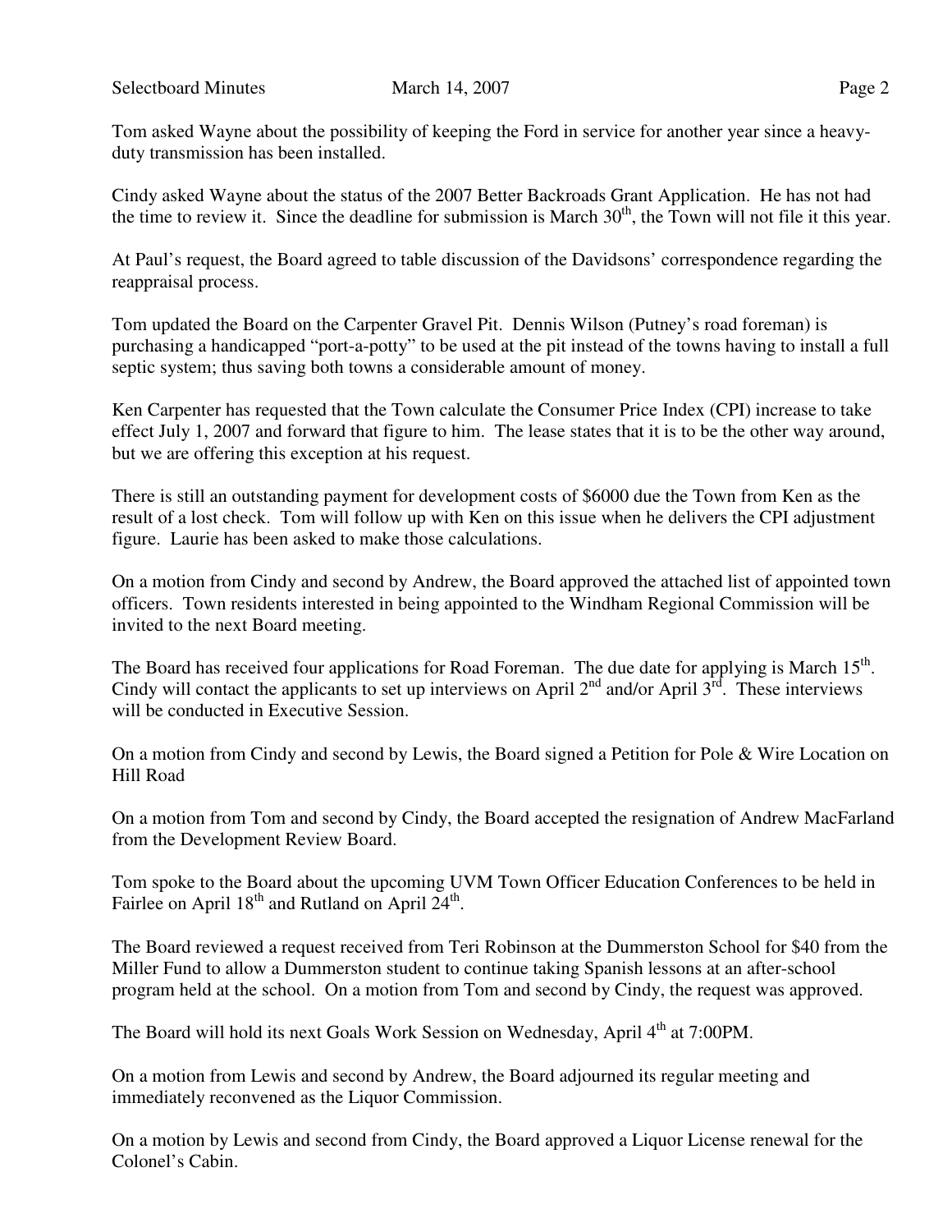Tom asked Wayne about the possibility of keeping the Ford in service for another year since a heavy-duty transmission has been installed.

Cindy asked Wayne about the status of the 2007 Better Backroads Grant Application. He has not had the time to review it. Since the deadline for submission is March 30th, the Town will not file it this year.

At Paul's request, the Board agreed to table discussion of the Davidsons' correspondence regarding the reappraisal process.

Tom updated the Board on the Carpenter Gravel Pit. Dennis Wilson (Putney's road foreman) is purchasing a handicapped "port-a-potty" to be used at the pit instead of the towns having to install a full septic system; thus saving both towns a considerable amount of money.

Ken Carpenter has requested that the Town calculate the Consumer Price Index (CPI) increase to take effect July 1, 2007 and forward that figure to him. The lease states that it is to be the other way around, but we are offering this exception at his request.

There is still an outstanding payment for development costs of $6000 due the Town from Ken as the result of a lost check. Tom will follow up with Ken on this issue when he delivers the CPI adjustment figure. Laurie has been asked to make those calculations.

On a motion from Cindy and second by Andrew, the Board approved the attached list of appointed town officers. Town residents interested in being appointed to the Windham Regional Commission will be invited to the next Board meeting.

The Board has received four applications for Road Foreman. The due date for applying is March 15th. Cindy will contact the applicants to set up interviews on April 2nd and/or April 3rd. These interviews will be conducted in Executive Session.

On a motion from Cindy and second by Lewis, the Board signed a Petition for Pole & Wire Location on Hill Road

On a motion from Tom and second by Cindy, the Board accepted the resignation of Andrew MacFarland from the Development Review Board.

Tom spoke to the Board about the upcoming UVM Town Officer Education Conferences to be held in Fairlee on April 18th and Rutland on April 24th.

The Board reviewed a request received from Teri Robinson at the Dummerston School for $40 from the Miller Fund to allow a Dummerston student to continue taking Spanish lessons at an after-school program held at the school. On a motion from Tom and second by Cindy, the request was approved.

The Board will hold its next Goals Work Session on Wednesday, April 4th at 7:00PM.

On a motion from Lewis and second by Andrew, the Board adjourned its regular meeting and immediately reconvened as the Liquor Commission.

On a motion by Lewis and second from Cindy, the Board approved a Liquor License renewal for the Colonel's Cabin.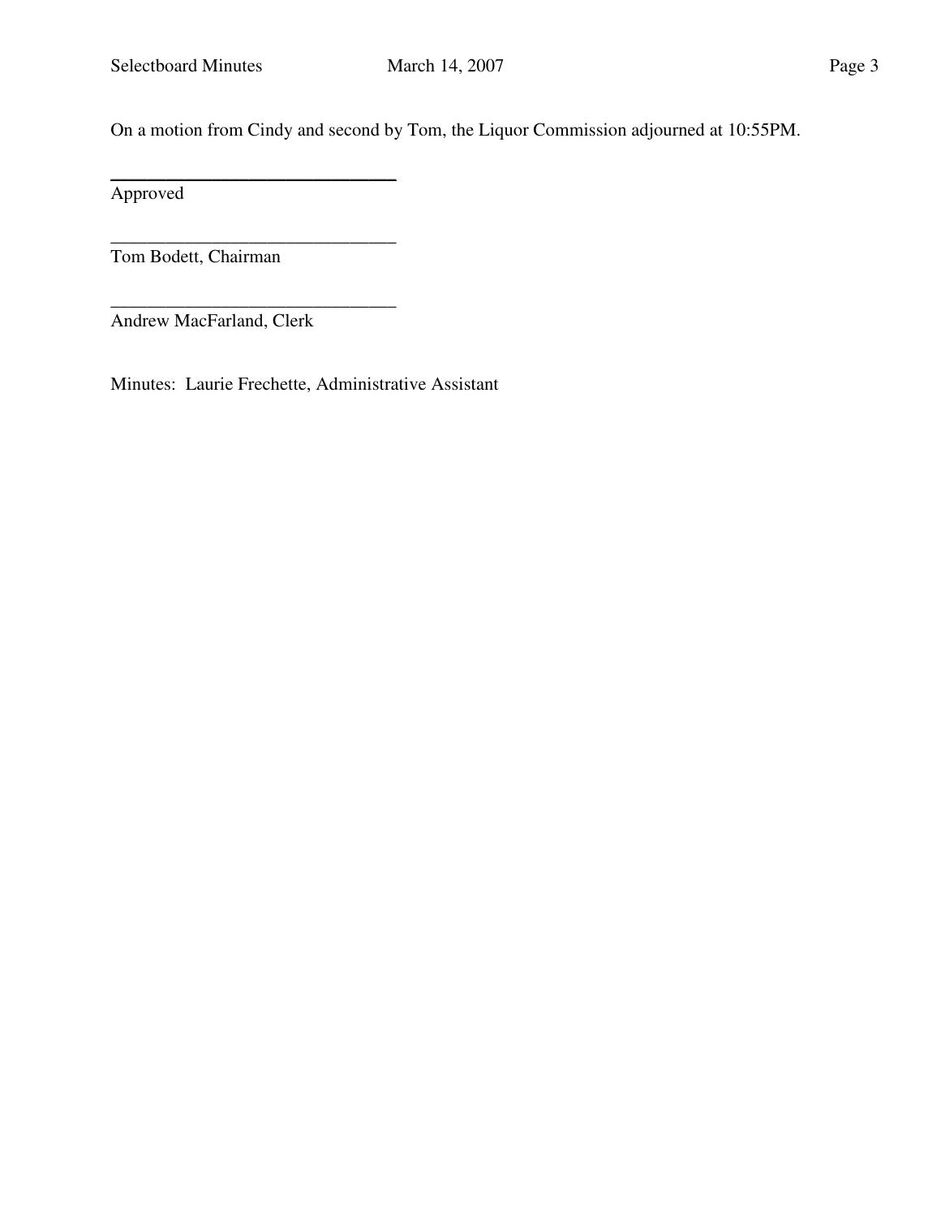On a motion from Cindy and second by Tom, the Liquor Commission adjourned at 10:55PM.

_______________________________
Approved

_______________________________
Tom Bodett, Chairman

_______________________________
Andrew MacFarland, Clerk

Minutes: Laurie Frechette, Administrative Assistant